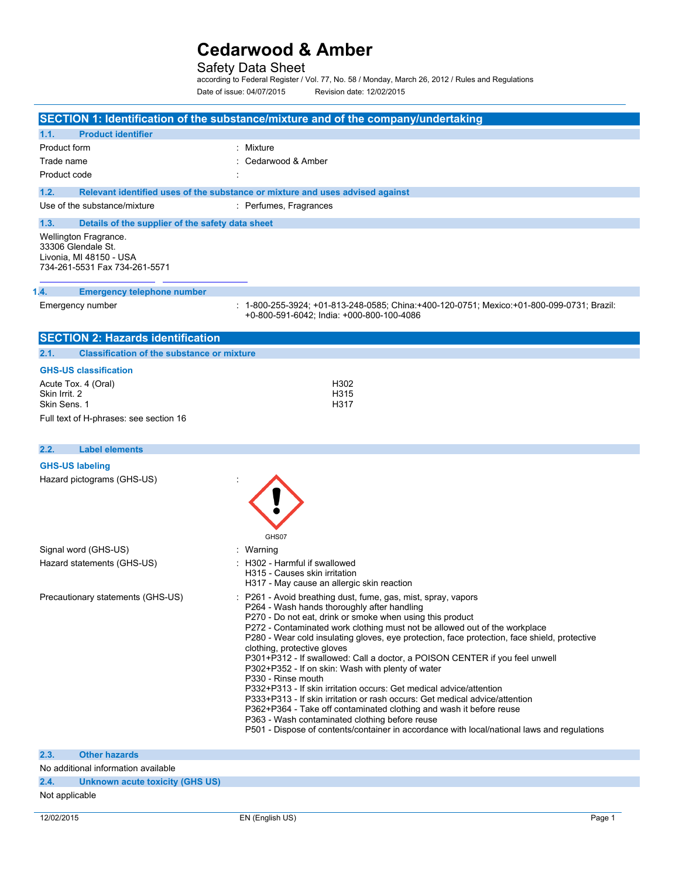# Cedarwood & Amber

Safety Data Sheet

according to Federal Register / Vol. 77, No. 58 / Monday, March 26, 2012 / Rules and Regulations

Date of issue: 04/07/2015 Revision date: 12/02/2015

## SECTION 1: Identification of the substance/mixture and of the company/undertaking

### 1.1. Product identifier

| | | |
|---|---|---|
| Product form | : | Mixture |
| Trade name | : | Cedarwood & Amber |
| Product code | : | |

### 1.2. Relevant identified uses of the substance or mixture and uses advised against

| | | |
|---|---|---|
| Use of the substance/mixture | : | Perfumes, Fragrances |

### 1.3. Details of the supplier of the safety data sheet

Wellington Fragrance.
33306 Glendale St.
Livonia, MI 48150 - USA
734-261-5531 Fax 734-261-5571

### 1.4. Emergency telephone number

| | | |
|---|---|---|
| Emergency number | : | 1-800-255-3924; +01-813-248-0585; China:+400-120-0751; Mexico:+01-800-099-0731; Brazil: +0-800-591-6042; India: +000-800-100-4086 |

## SECTION 2: Hazards identification

### 2.1. Classification of the substance or mixture

**GHS-US classification**

| | |
|---|---|
| Acute Tox. 4 (Oral) | H302 |
| Skin Irrit. 2 | H315 |
| Skin Sens. 1 | H317 |

Full text of H-phrases: see section 16

### 2.2. Label elements

**GHS-US labeling**

Hazard pictograms (GHS-US) :

GHS07

Signal word (GHS-US) : Warning

Hazard statements (GHS-US) :
- H302 - Harmful if swallowed
- H315 - Causes skin irritation
- H317 - May cause an allergic skin reaction

Precautionary statements (GHS-US) :
- P261 - Avoid breathing dust, fume, gas, mist, spray, vapors
- P264 - Wash hands thoroughly after handling
- P270 - Do not eat, drink or smoke when using this product
- P272 - Contaminated work clothing must not be allowed out of the workplace
- P280 - Wear cold insulating gloves, eye protection, face protection, face shield, protective clothing, protective gloves
- P301+P312 - If swallowed: Call a doctor, a POISON CENTER if you feel unwell
- P302+P352 - If on skin: Wash with plenty of water
- P330 - Rinse mouth
- P332+P313 - If skin irritation occurs: Get medical advice/attention
- P333+P313 - If skin irritation or rash occurs: Get medical advice/attention
- P362+P364 - Take off contaminated clothing and wash it before reuse
- P363 - Wash contaminated clothing before reuse
- P501 - Dispose of contents/container in accordance with local/national laws and regulations

### 2.3. Other hazards

No additional information available

### 2.4. Unknown acute toxicity (GHS US)

Not applicable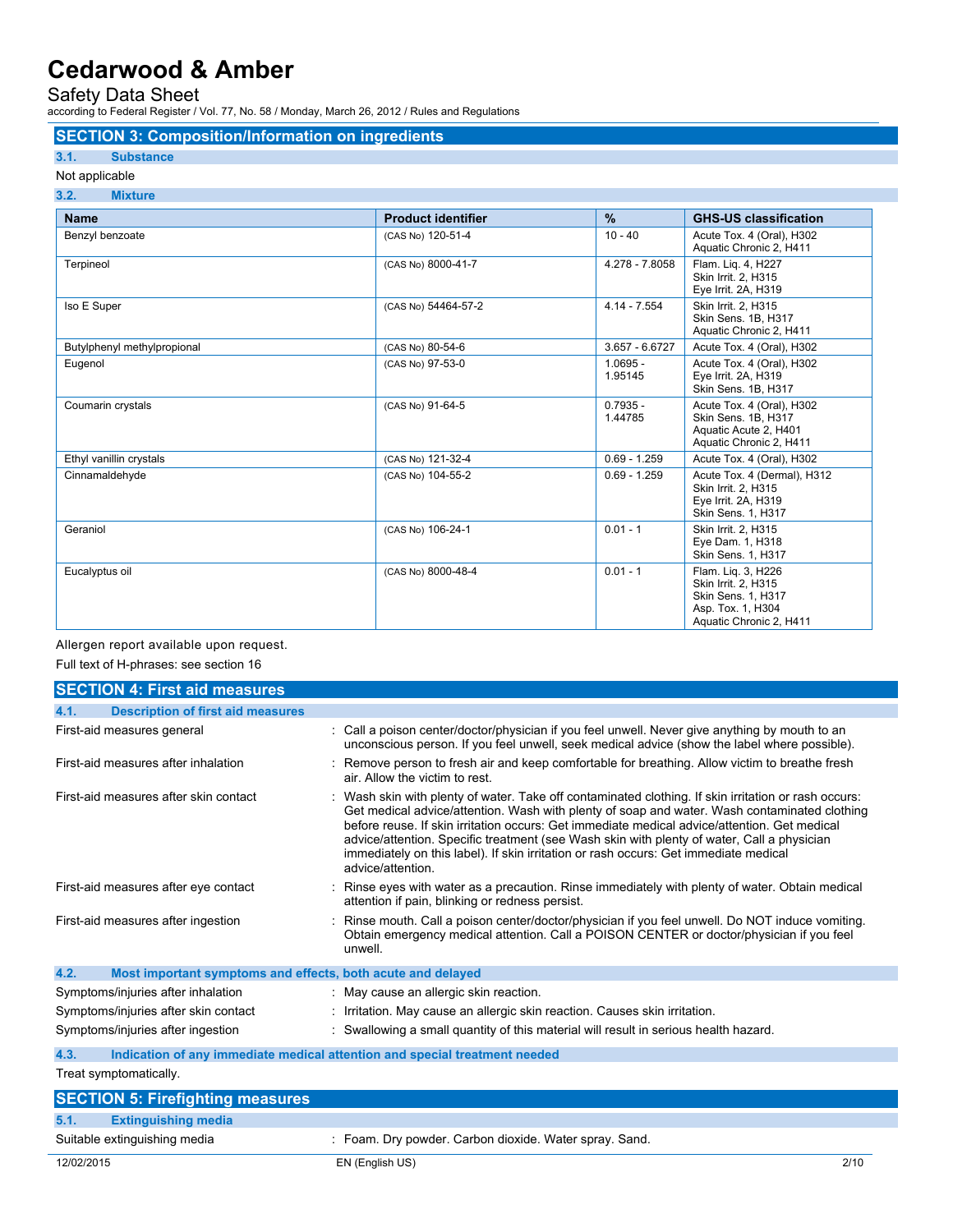## SECTION 3: Composition/Information on ingredients

### 3.1. Substance

Not applicable

### 3.2. Mixture

| Name | Product identifier | % | GHS-US classification |
|---|---|---|---|
| Benzyl benzoate | (CAS No) 120-51-4 | 10 - 40 | Acute Tox. 4 (Oral), H302<br>Aquatic Chronic 2, H411 |
| Terpineol | (CAS No) 8000-41-7 | 4.278 - 7.8058 | Flam. Liq. 4, H227<br>Skin Irrit. 2, H315<br>Eye Irrit. 2A, H319 |
| Iso E Super | (CAS No) 54464-57-2 | 4.14 - 7.554 | Skin Irrit. 2, H315<br>Skin Sens. 1B, H317<br>Aquatic Chronic 2, H411 |
| Butylphenyl methylpropional | (CAS No) 80-54-6 | 3.657 - 6.6727 | Acute Tox. 4 (Oral), H302 |
| Eugenol | (CAS No) 97-53-0 | 1.0695 - 1.95145 | Acute Tox. 4 (Oral), H302<br>Eye Irrit. 2A, H319<br>Skin Sens. 1B, H317 |
| Coumarin crystals | (CAS No) 91-64-5 | 0.7935 - 1.44785 | Acute Tox. 4 (Oral), H302<br>Skin Sens. 1B, H317<br>Aquatic Acute 2, H401<br>Aquatic Chronic 2, H411 |
| Ethyl vanillin crystals | (CAS No) 121-32-4 | 0.69 - 1.259 | Acute Tox. 4 (Oral), H302 |
| Cinnamaldehyde | (CAS No) 104-55-2 | 0.69 - 1.259 | Acute Tox. 4 (Dermal), H312<br>Skin Irrit. 2, H315<br>Eye Irrit. 2A, H319<br>Skin Sens. 1, H317 |
| Geraniol | (CAS No) 106-24-1 | 0.01 - 1 | Skin Irrit. 2, H315<br>Eye Dam. 1, H318<br>Skin Sens. 1, H317 |
| Eucalyptus oil | (CAS No) 8000-48-4 | 0.01 - 1 | Flam. Liq. 3, H226<br>Skin Irrit. 2, H315<br>Skin Sens. 1, H317<br>Asp. Tox. 1, H304<br>Aquatic Chronic 2, H411 |

Allergen report available upon request.

Full text of H-phrases: see section 16

## SECTION 4: First aid measures

### 4.1. Description of first aid measures

First-aid measures general : Call a poison center/doctor/physician if you feel unwell. Never give anything by mouth to an unconscious person. If you feel unwell, seek medical advice (show the label where possible).

First-aid measures after inhalation : Remove person to fresh air and keep comfortable for breathing. Allow victim to breathe fresh air. Allow the victim to rest.

First-aid measures after skin contact : Wash skin with plenty of water. Take off contaminated clothing. If skin irritation or rash occurs: Get medical advice/attention. Wash with plenty of soap and water. Wash contaminated clothing before reuse. If skin irritation occurs: Get immediate medical advice/attention. Get medical advice/attention. Specific treatment (see Wash skin with plenty of water, Call a physician immediately on this label). If skin irritation or rash occurs: Get immediate medical advice/attention.

First-aid measures after eye contact : Rinse eyes with water as a precaution. Rinse immediately with plenty of water. Obtain medical attention if pain, blinking or redness persist.

First-aid measures after ingestion : Rinse mouth. Call a poison center/doctor/physician if you feel unwell. Do NOT induce vomiting. Obtain emergency medical attention. Call a POISON CENTER or doctor/physician if you feel unwell.

### 4.2. Most important symptoms and effects, both acute and delayed

Symptoms/injuries after inhalation : May cause an allergic skin reaction.

Symptoms/injuries after skin contact : Irritation. May cause an allergic skin reaction. Causes skin irritation.

Symptoms/injuries after ingestion : Swallowing a small quantity of this material will result in serious health hazard.

### 4.3. Indication of any immediate medical attention and special treatment needed

Treat symptomatically.

## SECTION 5: Firefighting measures

### 5.1. Extinguishing media

Suitable extinguishing media : Foam. Dry powder. Carbon dioxide. Water spray. Sand.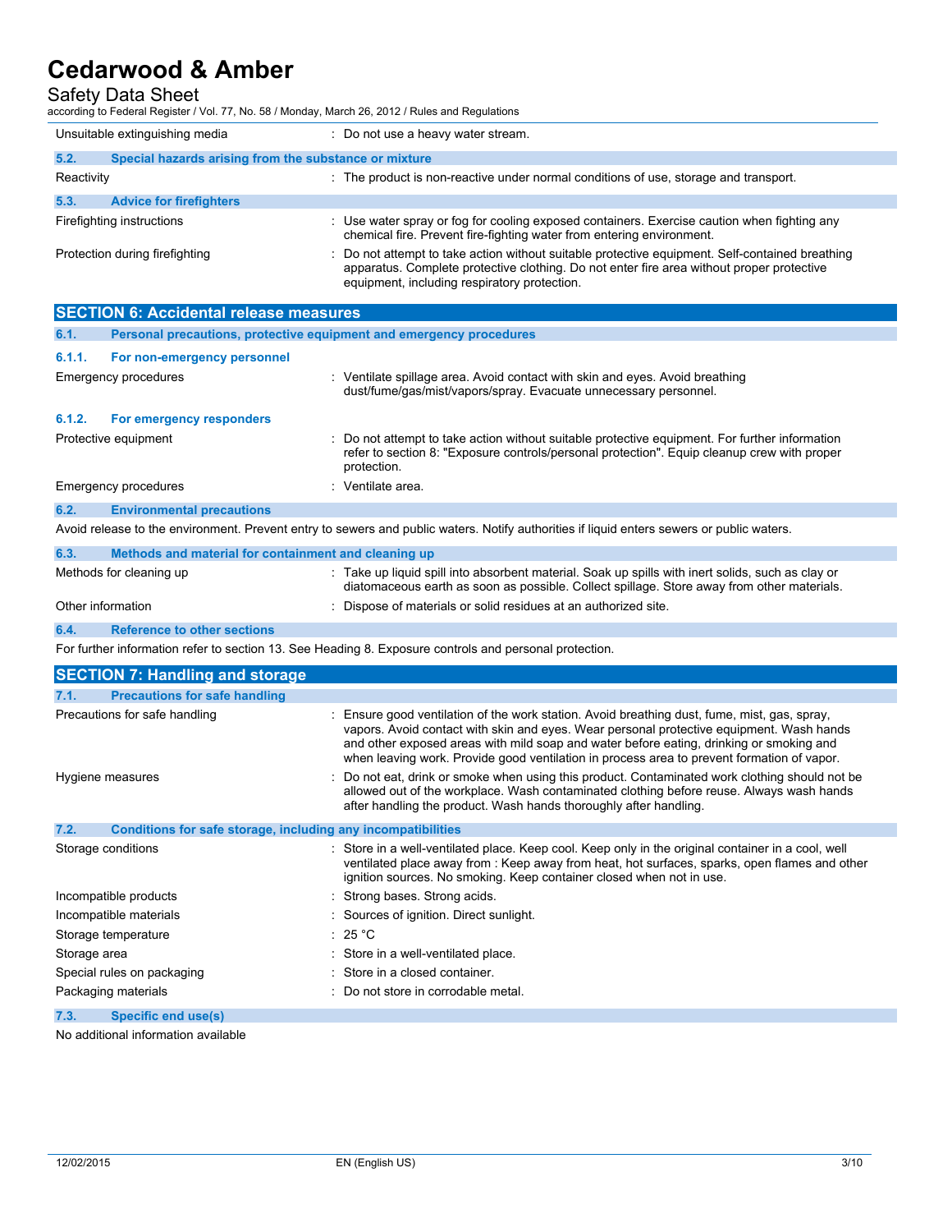| | |
|---|---|
| Unsuitable extinguishing media | : Do not use a heavy water stream. |

### 5.2. Special hazards arising from the substance or mixture

| | |
|---|---|
| Reactivity | : The product is non-reactive under normal conditions of use, storage and transport. |

### 5.3. Advice for firefighters

| | |
|---|---|
| Firefighting instructions | : Use water spray or fog for cooling exposed containers. Exercise caution when fighting any chemical fire. Prevent fire-fighting water from entering environment. |
| Protection during firefighting | : Do not attempt to take action without suitable protective equipment. Self-contained breathing apparatus. Complete protective clothing. Do not enter fire area without proper protective equipment, including respiratory protection. |

## SECTION 6: Accidental release measures

### 6.1. Personal precautions, protective equipment and emergency procedures

#### 6.1.1. For non-emergency personnel

| | |
|---|---|
| Emergency procedures | : Ventilate spillage area. Avoid contact with skin and eyes. Avoid breathing dust/fume/gas/mist/vapors/spray. Evacuate unnecessary personnel. |

#### 6.1.2. For emergency responders

| | |
|---|---|
| Protective equipment | : Do not attempt to take action without suitable protective equipment. For further information refer to section 8: "Exposure controls/personal protection". Equip cleanup crew with proper protection. |
| Emergency procedures | : Ventilate area. |

### 6.2. Environmental precautions

Avoid release to the environment. Prevent entry to sewers and public waters. Notify authorities if liquid enters sewers or public waters.

### 6.3. Methods and material for containment and cleaning up

| | |
|---|---|
| Methods for cleaning up | : Take up liquid spill into absorbent material. Soak up spills with inert solids, such as clay or diatomaceous earth as soon as possible. Collect spillage. Store away from other materials. |
| Other information | : Dispose of materials or solid residues at an authorized site. |

### 6.4. Reference to other sections

For further information refer to section 13. See Heading 8. Exposure controls and personal protection.

## SECTION 7: Handling and storage

### 7.1. Precautions for safe handling

| | |
|---|---|
| Precautions for safe handling | : Ensure good ventilation of the work station. Avoid breathing dust, fume, mist, gas, spray, vapors. Avoid contact with skin and eyes. Wear personal protective equipment. Wash hands and other exposed areas with mild soap and water before eating, drinking or smoking and when leaving work. Provide good ventilation in process area to prevent formation of vapor. |
| Hygiene measures | : Do not eat, drink or smoke when using this product. Contaminated work clothing should not be allowed out of the workplace. Wash contaminated clothing before reuse. Always wash hands after handling the product. Wash hands thoroughly after handling. |

### 7.2. Conditions for safe storage, including any incompatibilities

| | |
|---|---|
| Storage conditions | : Store in a well-ventilated place. Keep cool. Keep only in the original container in a cool, well ventilated place away from : Keep away from heat, hot surfaces, sparks, open flames and other ignition sources. No smoking. Keep container closed when not in use. |
| Incompatible products | : Strong bases. Strong acids. |
| Incompatible materials | : Sources of ignition. Direct sunlight. |
| Storage temperature | : 25 °C |
| Storage area | : Store in a well-ventilated place. |
| Special rules on packaging | : Store in a closed container. |
| Packaging materials | : Do not store in corrodable metal. |

### 7.3. Specific end use(s)

No additional information available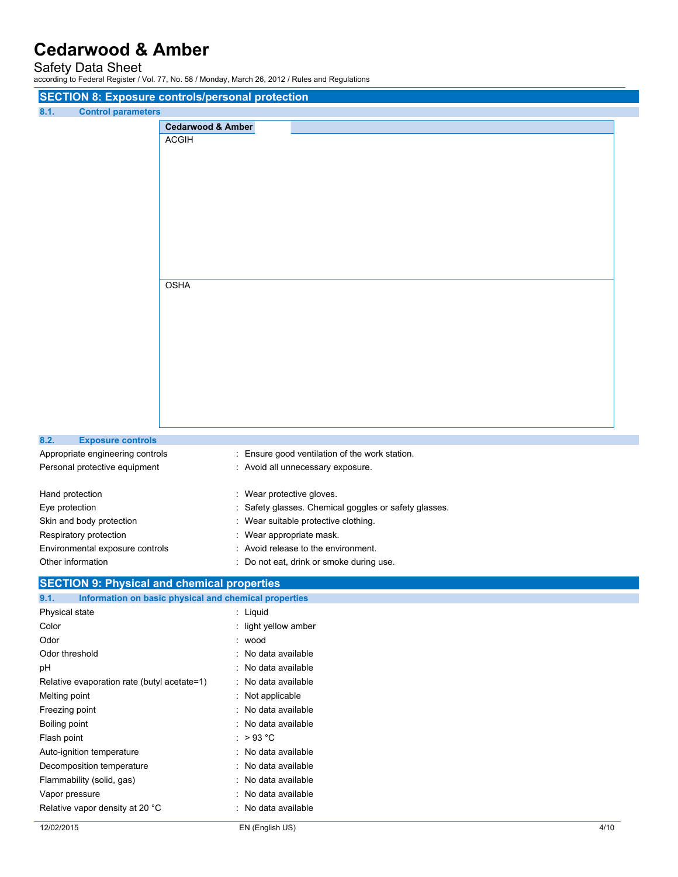## SECTION 8: Exposure controls/personal protection

### 8.1. Control parameters

| Cedarwood & Amber | |
|---|---|
| ACGIH | |
| OSHA | |

### 8.2. Exposure controls

| | |
|---|---|
| Appropriate engineering controls | : Ensure good ventilation of the work station. |
| Personal protective equipment | : Avoid all unnecessary exposure. |
| Hand protection | : Wear protective gloves. |
| Eye protection | : Safety glasses. Chemical goggles or safety glasses. |
| Skin and body protection | : Wear suitable protective clothing. |
| Respiratory protection | : Wear appropriate mask. |
| Environmental exposure controls | : Avoid release to the environment. |
| Other information | : Do not eat, drink or smoke during use. |

## SECTION 9: Physical and chemical properties

### 9.1. Information on basic physical and chemical properties

| | |
|---|---|
| Physical state | : Liquid |
| Color | : light yellow amber |
| Odor | : wood |
| Odor threshold | : No data available |
| pH | : No data available |
| Relative evaporation rate (butyl acetate=1) | : No data available |
| Melting point | : Not applicable |
| Freezing point | : No data available |
| Boiling point | : No data available |
| Flash point | : > 93 °C |
| Auto-ignition temperature | : No data available |
| Decomposition temperature | : No data available |
| Flammability (solid, gas) | : No data available |
| Vapor pressure | : No data available |
| Relative vapor density at 20 °C | : No data available |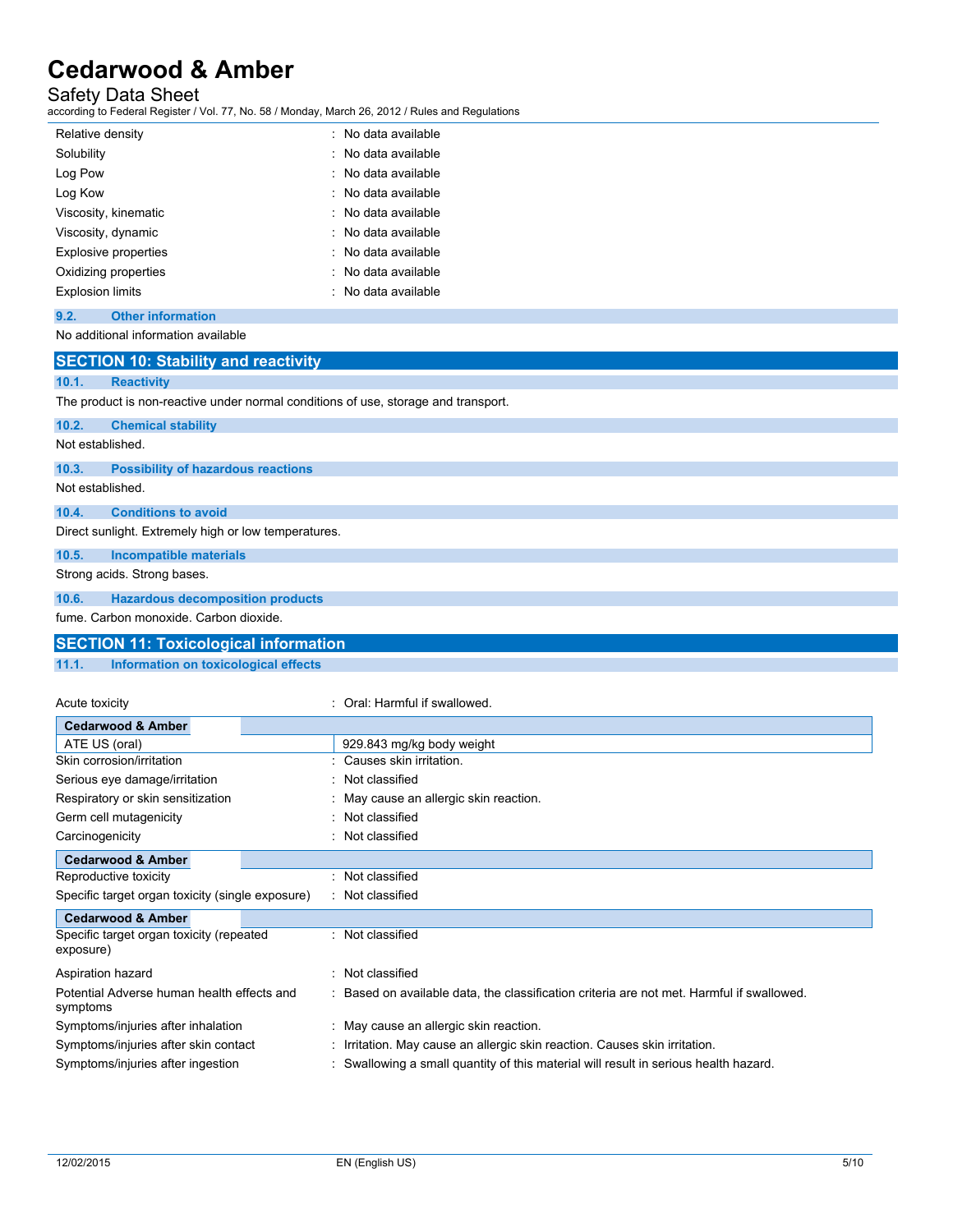| | |
|---|---|
| Relative density | : No data available |
| Solubility | : No data available |
| Log Pow | : No data available |
| Log Kow | : No data available |
| Viscosity, kinematic | : No data available |
| Viscosity, dynamic | : No data available |
| Explosive properties | : No data available |
| Oxidizing properties | : No data available |
| Explosion limits | : No data available |

### 9.2. Other information

No additional information available

## SECTION 10: Stability and reactivity

### 10.1. Reactivity

The product is non-reactive under normal conditions of use, storage and transport.

### 10.2. Chemical stability

Not established.

### 10.3. Possibility of hazardous reactions

Not established.

### 10.4. Conditions to avoid

Direct sunlight. Extremely high or low temperatures.

### 10.5. Incompatible materials

Strong acids. Strong bases.

### 10.6. Hazardous decomposition products

fume. Carbon monoxide. Carbon dioxide.

## SECTION 11: Toxicological information

### 11.1. Information on toxicological effects

| | |
|---|---|
| Acute toxicity | : Oral: Harmful if swallowed. |

| **Cedarwood & Amber** | |
|---|---|
| ATE US (oral) | 929.843 mg/kg body weight |

| | |
|---|---|
| Skin corrosion/irritation | : Causes skin irritation. |
| Serious eye damage/irritation | : Not classified |
| Respiratory or skin sensitization | : May cause an allergic skin reaction. |
| Germ cell mutagenicity | : Not classified |
| Carcinogenicity | : Not classified |

**Cedarwood & Amber**

| | |
|---|---|
| Reproductive toxicity | : Not classified |
| Specific target organ toxicity (single exposure) | : Not classified |

**Cedarwood & Amber**

| | |
|---|---|
| Specific target organ toxicity (repeated exposure) | : Not classified |
| Aspiration hazard | : Not classified |
| Potential Adverse human health effects and symptoms | : Based on available data, the classification criteria are not met. Harmful if swallowed. |
| Symptoms/injuries after inhalation | : May cause an allergic skin reaction. |
| Symptoms/injuries after skin contact | : Irritation. May cause an allergic skin reaction. Causes skin irritation. |
| Symptoms/injuries after ingestion | : Swallowing a small quantity of this material will result in serious health hazard. |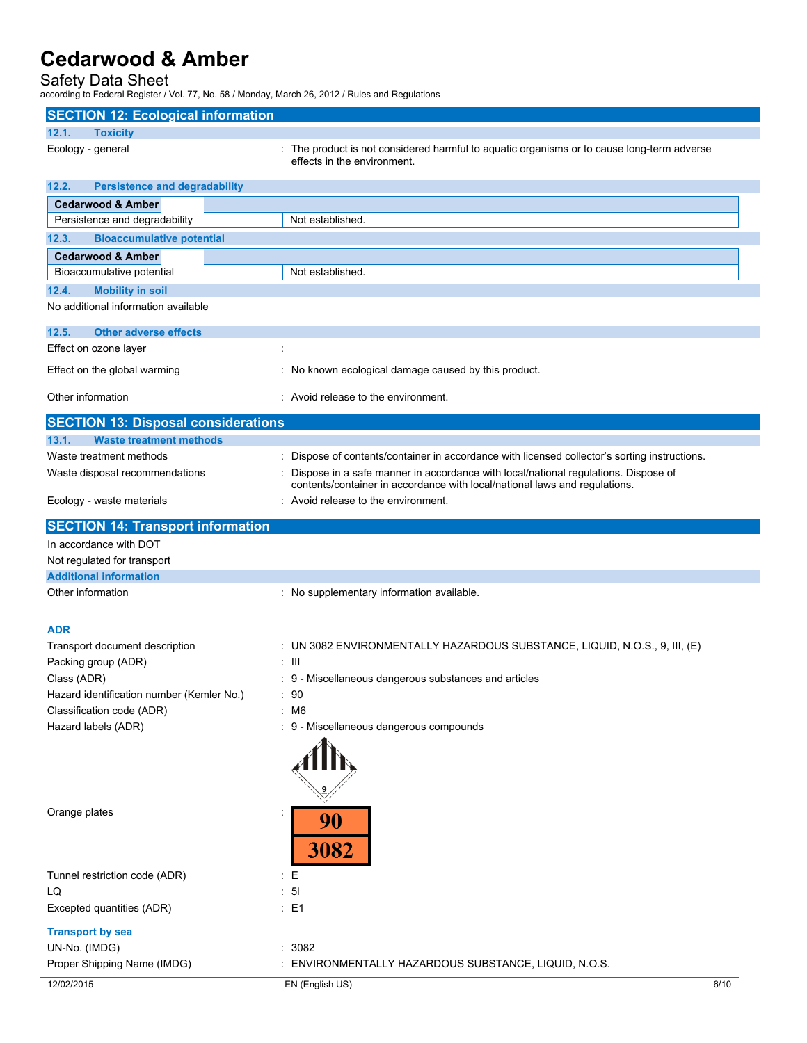## SECTION 12: Ecological information

### 12.1. Toxicity

Ecology - general : The product is not considered harmful to aquatic organisms or to cause long-term adverse effects in the environment.

### 12.2. Persistence and degradability

| Cedarwood & Amber | |
|---|---|
| Persistence and degradability | Not established. |

### 12.3. Bioaccumulative potential

| Cedarwood & Amber | |
|---|---|
| Bioaccumulative potential | Not established. |

### 12.4. Mobility in soil

No additional information available

### 12.5. Other adverse effects

Effect on ozone layer :

Effect on the global warming : No known ecological damage caused by this product.

Other information : Avoid release to the environment.

## SECTION 13: Disposal considerations

### 13.1. Waste treatment methods

Waste treatment methods : Dispose of contents/container in accordance with licensed collector's sorting instructions.

Waste disposal recommendations : Dispose in a safe manner in accordance with local/national regulations. Dispose of contents/container in accordance with local/national laws and regulations.

Ecology - waste materials : Avoid release to the environment.

## SECTION 14: Transport information

In accordance with DOT

Not regulated for transport

### Additional information

Other information : No supplementary information available.

### ADR

Transport document description : UN 3082 ENVIRONMENTALLY HAZARDOUS SUBSTANCE, LIQUID, N.O.S., 9, III, (E)

Packing group (ADR) : III

Class (ADR) : 9 - Miscellaneous dangerous substances and articles

Hazard identification number (Kemler No.) : 90

Classification code (ADR) : M6

Hazard labels (ADR) : 9 - Miscellaneous dangerous compounds

9

Orange plates :

90

3082

Tunnel restriction code (ADR) : E

LQ : 5l

Excepted quantities (ADR) : E1

### Transport by sea

UN-No. (IMDG) : 3082

Proper Shipping Name (IMDG) : ENVIRONMENTALLY HAZARDOUS SUBSTANCE, LIQUID, N.O.S.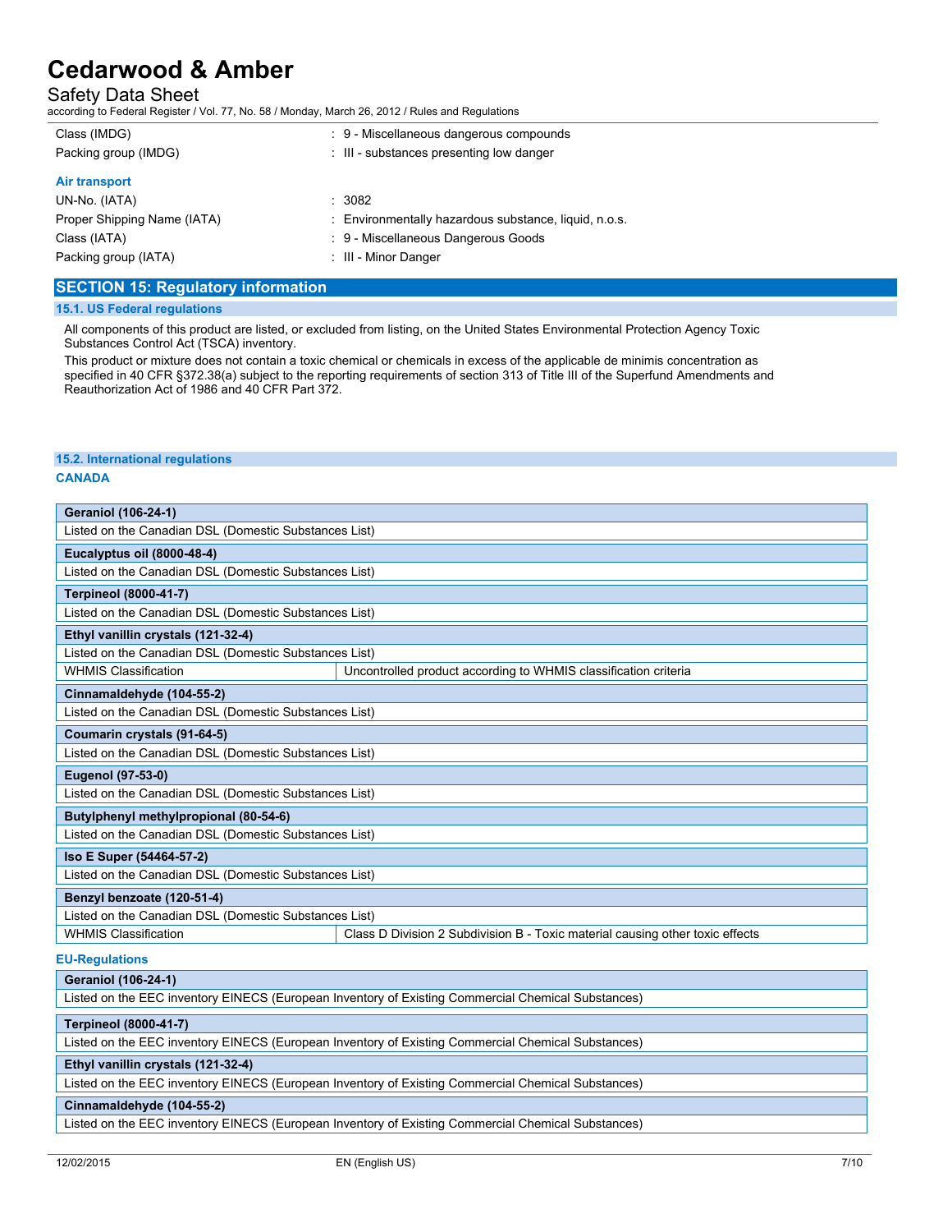| | | |
|---|---|---|
| Class (IMDG) | : | 9 - Miscellaneous dangerous compounds |
| Packing group (IMDG) | : | III - substances presenting low danger |

**Air transport**

| | | |
|---|---|---|
| UN-No. (IATA) | : | 3082 |
| Proper Shipping Name (IATA) | : | Environmentally hazardous substance, liquid, n.o.s. |
| Class (IATA) | : | 9 - Miscellaneous Dangerous Goods |
| Packing group (IATA) | : | III - Minor Danger |

## SECTION 15: Regulatory information

### 15.1. US Federal regulations

All components of this product are listed, or excluded from listing, on the United States Environmental Protection Agency Toxic Substances Control Act (TSCA) inventory.

This product or mixture does not contain a toxic chemical or chemicals in excess of the applicable de minimis concentration as specified in 40 CFR §372.38(a) subject to the reporting requirements of section 313 of Title III of the Superfund Amendments and Reauthorization Act of 1986 and 40 CFR Part 372.

### 15.2. International regulations

**CANADA**

| | |
|---|---|
| **Geraniol (106-24-1)** | |
| Listed on the Canadian DSL (Domestic Substances List) | |
| **Eucalyptus oil (8000-48-4)** | |
| Listed on the Canadian DSL (Domestic Substances List) | |
| **Terpineol (8000-41-7)** | |
| Listed on the Canadian DSL (Domestic Substances List) | |
| **Ethyl vanillin crystals (121-32-4)** | |
| Listed on the Canadian DSL (Domestic Substances List) | |
| WHMIS Classification | Uncontrolled product according to WHMIS classification criteria |
| **Cinnamaldehyde (104-55-2)** | |
| Listed on the Canadian DSL (Domestic Substances List) | |
| **Coumarin crystals (91-64-5)** | |
| Listed on the Canadian DSL (Domestic Substances List) | |
| **Eugenol (97-53-0)** | |
| Listed on the Canadian DSL (Domestic Substances List) | |
| **Butylphenyl methylpropional (80-54-6)** | |
| Listed on the Canadian DSL (Domestic Substances List) | |
| **Iso E Super (54464-57-2)** | |
| Listed on the Canadian DSL (Domestic Substances List) | |
| **Benzyl benzoate (120-51-4)** | |
| Listed on the Canadian DSL (Domestic Substances List) | |
| WHMIS Classification | Class D Division 2 Subdivision B - Toxic material causing other toxic effects |

**EU-Regulations**

| |
|---|
| **Geraniol (106-24-1)** |
| Listed on the EEC inventory EINECS (European Inventory of Existing Commercial Chemical Substances) |
| **Terpineol (8000-41-7)** |
| Listed on the EEC inventory EINECS (European Inventory of Existing Commercial Chemical Substances) |
| **Ethyl vanillin crystals (121-32-4)** |
| Listed on the EEC inventory EINECS (European Inventory of Existing Commercial Chemical Substances) |
| **Cinnamaldehyde (104-55-2)** |
| Listed on the EEC inventory EINECS (European Inventory of Existing Commercial Chemical Substances) |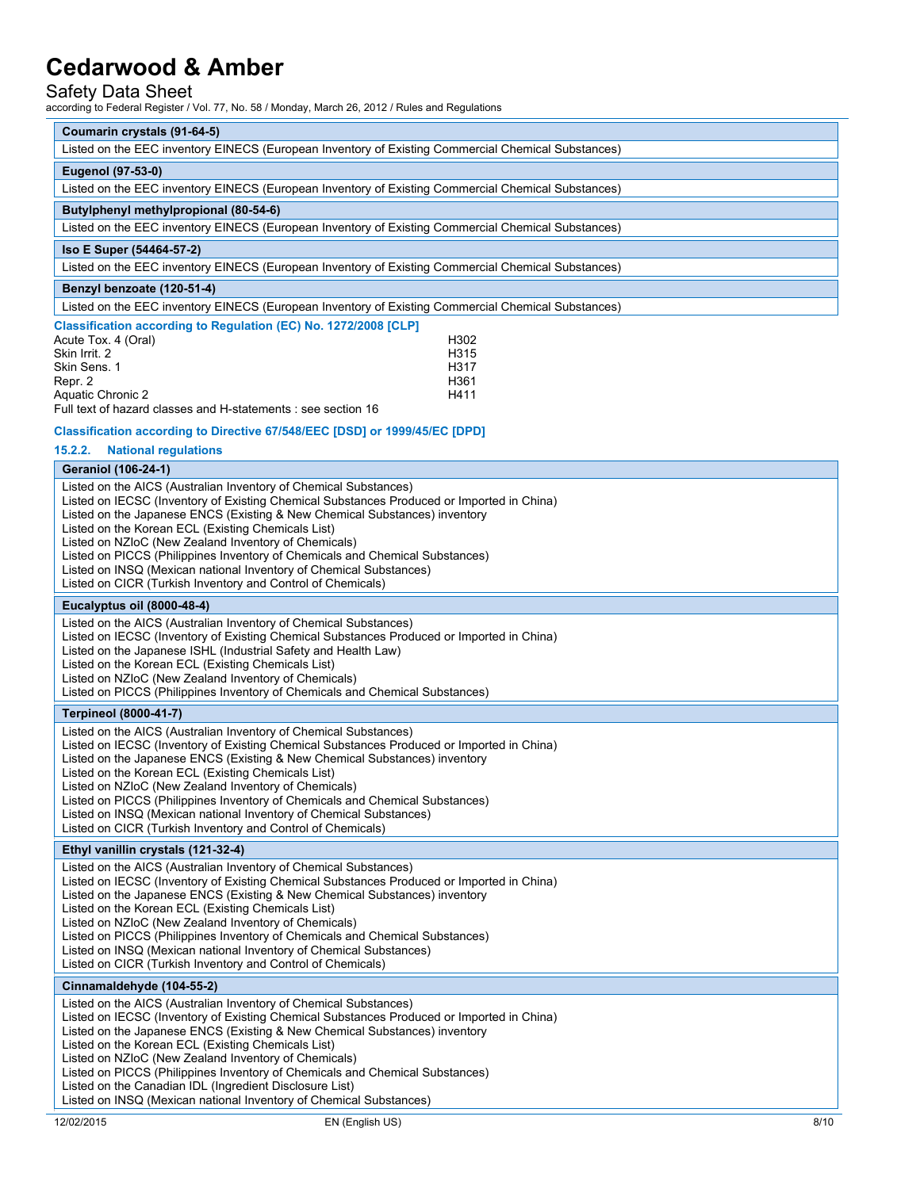| Coumarin crystals (91-64-5) |
|---|
| Listed on the EEC inventory EINECS (European Inventory of Existing Commercial Chemical Substances) |

| Eugenol (97-53-0) |
|---|
| Listed on the EEC inventory EINECS (European Inventory of Existing Commercial Chemical Substances) |

| Butylphenyl methylpropional (80-54-6) |
|---|
| Listed on the EEC inventory EINECS (European Inventory of Existing Commercial Chemical Substances) |

| Iso E Super (54464-57-2) |
|---|
| Listed on the EEC inventory EINECS (European Inventory of Existing Commercial Chemical Substances) |

| Benzyl benzoate (120-51-4) |
|---|
| Listed on the EEC inventory EINECS (European Inventory of Existing Commercial Chemical Substances) |

**Classification according to Regulation (EC) No. 1272/2008 [CLP]**

| | |
|---|---|
| Acute Tox. 4 (Oral) | H302 |
| Skin Irrit. 2 | H315 |
| Skin Sens. 1 | H317 |
| Repr. 2 | H361 |
| Aquatic Chronic 2 | H411 |

Full text of hazard classes and H-statements : see section 16

**Classification according to Directive 67/548/EEC [DSD] or 1999/45/EC [DPD]**

### 15.2.2. National regulations

**Geraniol (106-24-1)**

Listed on the AICS (Australian Inventory of Chemical Substances)
Listed on IECSC (Inventory of Existing Chemical Substances Produced or Imported in China)
Listed on the Japanese ENCS (Existing & New Chemical Substances) inventory
Listed on the Korean ECL (Existing Chemicals List)
Listed on NZIoC (New Zealand Inventory of Chemicals)
Listed on PICCS (Philippines Inventory of Chemicals and Chemical Substances)
Listed on INSQ (Mexican national Inventory of Chemical Substances)
Listed on CICR (Turkish Inventory and Control of Chemicals)

**Eucalyptus oil (8000-48-4)**

Listed on the AICS (Australian Inventory of Chemical Substances)
Listed on IECSC (Inventory of Existing Chemical Substances Produced or Imported in China)
Listed on the Japanese ISHL (Industrial Safety and Health Law)
Listed on the Korean ECL (Existing Chemicals List)
Listed on NZIoC (New Zealand Inventory of Chemicals)
Listed on PICCS (Philippines Inventory of Chemicals and Chemical Substances)

**Terpineol (8000-41-7)**

Listed on the AICS (Australian Inventory of Chemical Substances)
Listed on IECSC (Inventory of Existing Chemical Substances Produced or Imported in China)
Listed on the Japanese ENCS (Existing & New Chemical Substances) inventory
Listed on the Korean ECL (Existing Chemicals List)
Listed on NZIoC (New Zealand Inventory of Chemicals)
Listed on PICCS (Philippines Inventory of Chemicals and Chemical Substances)
Listed on INSQ (Mexican national Inventory of Chemical Substances)
Listed on CICR (Turkish Inventory and Control of Chemicals)

**Ethyl vanillin crystals (121-32-4)**

Listed on the AICS (Australian Inventory of Chemical Substances)
Listed on IECSC (Inventory of Existing Chemical Substances Produced or Imported in China)
Listed on the Japanese ENCS (Existing & New Chemical Substances) inventory
Listed on the Korean ECL (Existing Chemicals List)
Listed on NZIoC (New Zealand Inventory of Chemicals)
Listed on PICCS (Philippines Inventory of Chemicals and Chemical Substances)
Listed on INSQ (Mexican national Inventory of Chemical Substances)
Listed on CICR (Turkish Inventory and Control of Chemicals)

**Cinnamaldehyde (104-55-2)**

Listed on the AICS (Australian Inventory of Chemical Substances)
Listed on IECSC (Inventory of Existing Chemical Substances Produced or Imported in China)
Listed on the Japanese ENCS (Existing & New Chemical Substances) inventory
Listed on the Korean ECL (Existing Chemicals List)
Listed on NZIoC (New Zealand Inventory of Chemicals)
Listed on PICCS (Philippines Inventory of Chemicals and Chemical Substances)
Listed on the Canadian IDL (Ingredient Disclosure List)
Listed on INSQ (Mexican national Inventory of Chemical Substances)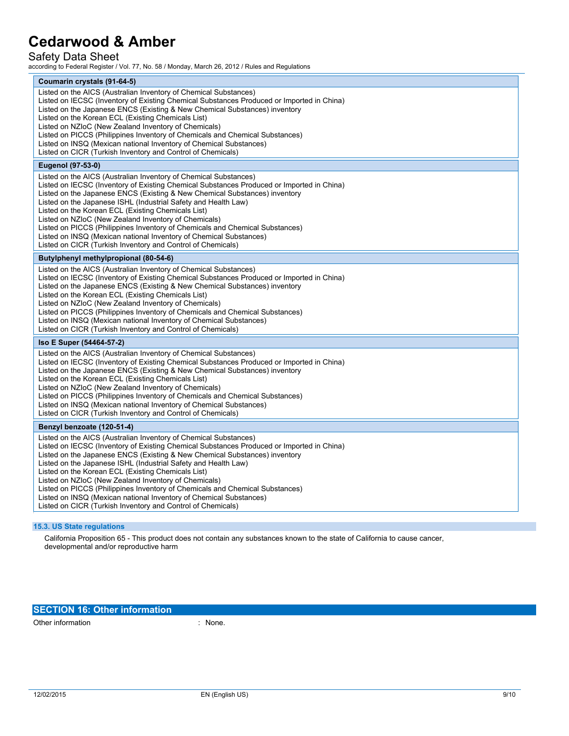| Coumarin crystals (91-64-5) |
| --- |
| Listed on the AICS (Australian Inventory of Chemical Substances)<br>Listed on IECSC (Inventory of Existing Chemical Substances Produced or Imported in China)<br>Listed on the Japanese ENCS (Existing & New Chemical Substances) inventory<br>Listed on the Korean ECL (Existing Chemicals List)<br>Listed on NZIoC (New Zealand Inventory of Chemicals)<br>Listed on PICCS (Philippines Inventory of Chemicals and Chemical Substances)<br>Listed on INSQ (Mexican national Inventory of Chemical Substances)<br>Listed on CICR (Turkish Inventory and Control of Chemicals) |

| Eugenol (97-53-0) |
| --- |
| Listed on the AICS (Australian Inventory of Chemical Substances)<br>Listed on IECSC (Inventory of Existing Chemical Substances Produced or Imported in China)<br>Listed on the Japanese ENCS (Existing & New Chemical Substances) inventory<br>Listed on the Japanese ISHL (Industrial Safety and Health Law)<br>Listed on the Korean ECL (Existing Chemicals List)<br>Listed on NZIoC (New Zealand Inventory of Chemicals)<br>Listed on PICCS (Philippines Inventory of Chemicals and Chemical Substances)<br>Listed on INSQ (Mexican national Inventory of Chemical Substances)<br>Listed on CICR (Turkish Inventory and Control of Chemicals) |

| Butylphenyl methylpropional (80-54-6) |
| --- |
| Listed on the AICS (Australian Inventory of Chemical Substances)<br>Listed on IECSC (Inventory of Existing Chemical Substances Produced or Imported in China)<br>Listed on the Japanese ENCS (Existing & New Chemical Substances) inventory<br>Listed on the Korean ECL (Existing Chemicals List)<br>Listed on NZIoC (New Zealand Inventory of Chemicals)<br>Listed on PICCS (Philippines Inventory of Chemicals and Chemical Substances)<br>Listed on INSQ (Mexican national Inventory of Chemical Substances)<br>Listed on CICR (Turkish Inventory and Control of Chemicals) |

| Iso E Super (54464-57-2) |
| --- |
| Listed on the AICS (Australian Inventory of Chemical Substances)<br>Listed on IECSC (Inventory of Existing Chemical Substances Produced or Imported in China)<br>Listed on the Japanese ENCS (Existing & New Chemical Substances) inventory<br>Listed on the Korean ECL (Existing Chemicals List)<br>Listed on NZIoC (New Zealand Inventory of Chemicals)<br>Listed on PICCS (Philippines Inventory of Chemicals and Chemical Substances)<br>Listed on INSQ (Mexican national Inventory of Chemical Substances)<br>Listed on CICR (Turkish Inventory and Control of Chemicals) |

| Benzyl benzoate (120-51-4) |
| --- |
| Listed on the AICS (Australian Inventory of Chemical Substances)<br>Listed on IECSC (Inventory of Existing Chemical Substances Produced or Imported in China)<br>Listed on the Japanese ENCS (Existing & New Chemical Substances) inventory<br>Listed on the Japanese ISHL (Industrial Safety and Health Law)<br>Listed on the Korean ECL (Existing Chemicals List)<br>Listed on NZIoC (New Zealand Inventory of Chemicals)<br>Listed on PICCS (Philippines Inventory of Chemicals and Chemical Substances)<br>Listed on INSQ (Mexican national Inventory of Chemical Substances)<br>Listed on CICR (Turkish Inventory and Control of Chemicals) |

### 15.3. US State regulations

California Proposition 65 - This product does not contain any substances known to the state of California to cause cancer, developmental and/or reproductive harm

## SECTION 16: Other information

Other information : None.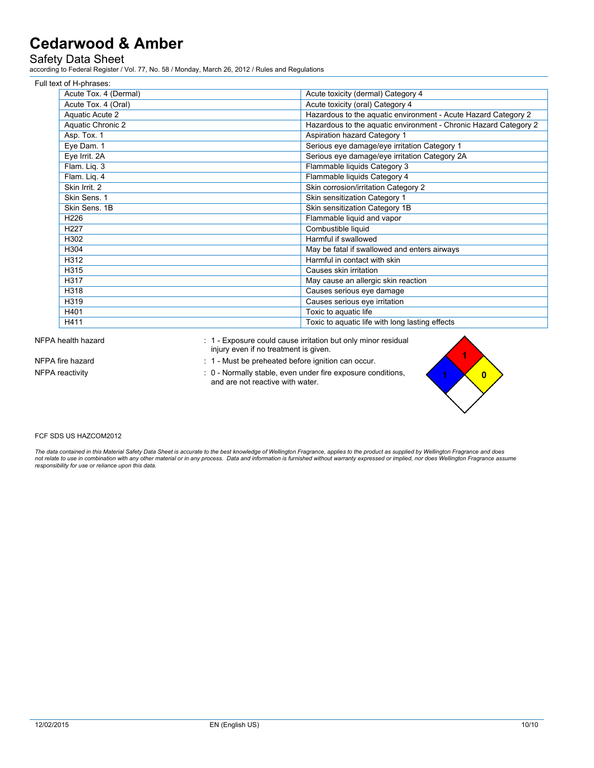Full text of H-phrases:

| | |
|---|---|
| Acute Tox. 4 (Dermal) | Acute toxicity (dermal) Category 4 |
| Acute Tox. 4 (Oral) | Acute toxicity (oral) Category 4 |
| Aquatic Acute 2 | Hazardous to the aquatic environment - Acute Hazard Category 2 |
| Aquatic Chronic 2 | Hazardous to the aquatic environment - Chronic Hazard Category 2 |
| Asp. Tox. 1 | Aspiration hazard Category 1 |
| Eye Dam. 1 | Serious eye damage/eye irritation Category 1 |
| Eye Irrit. 2A | Serious eye damage/eye irritation Category 2A |
| Flam. Liq. 3 | Flammable liquids Category 3 |
| Flam. Liq. 4 | Flammable liquids Category 4 |
| Skin Irrit. 2 | Skin corrosion/irritation Category 2 |
| Skin Sens. 1 | Skin sensitization Category 1 |
| Skin Sens. 1B | Skin sensitization Category 1B |
| H226 | Flammable liquid and vapor |
| H227 | Combustible liquid |
| H302 | Harmful if swallowed |
| H304 | May be fatal if swallowed and enters airways |
| H312 | Harmful in contact with skin |
| H315 | Causes skin irritation |
| H317 | May cause an allergic skin reaction |
| H318 | Causes serious eye damage |
| H319 | Causes serious eye irritation |
| H401 | Toxic to aquatic life |
| H411 | Toxic to aquatic life with long lasting effects |

NFPA health hazard : 1 - Exposure could cause irritation but only minor residual injury even if no treatment is given.

NFPA fire hazard : 1 - Must be preheated before ignition can occur.

NFPA reactivity : 0 - Normally stable, even under fire exposure conditions, and are not reactive with water.

1
1
0

FCF SDS US HAZCOM2012

*The data contained in this Material Safety Data Sheet is accurate to the best knowledge of Wellington Fragrance, applies to the product as supplied by Wellington Fragrance and does not relate to use in combination with any other material or in any process. Data and information is furnished without warranty expressed or implied, nor does Wellington Fragrance assume responsibility for use or reliance upon this data.*